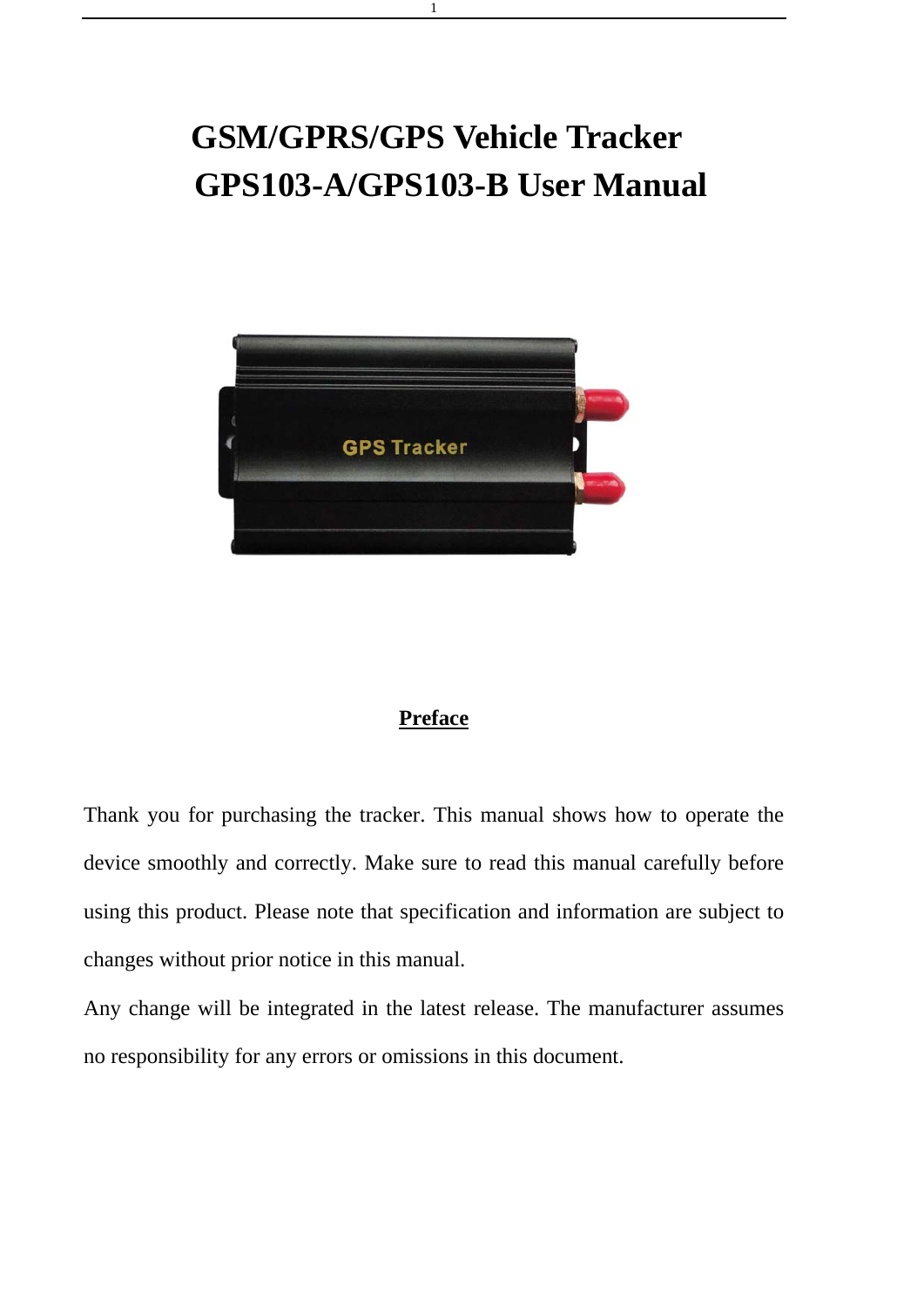# GSM/GPRS/GPS Vehicle Tracker
# GPS103-A/GPS103-B User Manual

## Preface

Thank you for purchasing the tracker. This manual shows how to operate the device smoothly and correctly. Make sure to read this manual carefully before using this product. Please note that specification and information are subject to changes without prior notice in this manual.

Any change will be integrated in the latest release. The manufacturer assumes no responsibility for any errors or omissions in this document.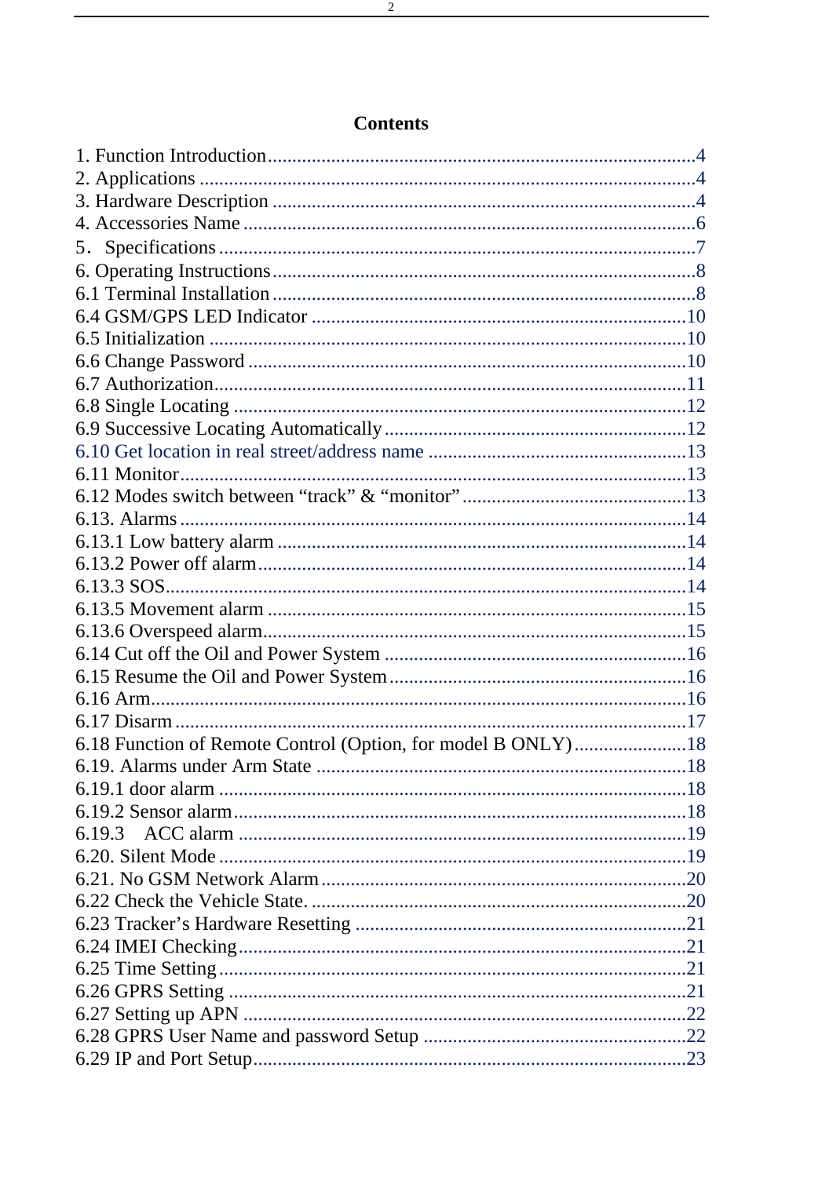# Contents

1. Function Introduction......................................................................................4
2. Applications ....................................................................................................4
3. Hardware Description .....................................................................................4
4. Accessories Name ...........................................................................................6
5．Specifications ................................................................................................7
6. Operating Instructions.....................................................................................8
6.1 Terminal Installation .....................................................................................8
6.4 GSM/GPS LED Indicator ............................................................................10
6.5 Initialization ................................................................................................10
6.6 Change Password ........................................................................................10
6.7 Authorization...............................................................................................11
6.8 Single Locating ...........................................................................................12
6.9 Successive Locating Automatically.............................................................12
6.10 Get location in real street/address name ....................................................13
6.11 Monitor......................................................................................................13
6.12 Modes switch between “track” & “monitor” ..............................................13
6.13. Alarms ......................................................................................................14
6.13.1 Low battery alarm ...................................................................................14
6.13.2 Power off alarm.......................................................................................14
6.13.3 SOS.........................................................................................................14
6.13.5 Movement alarm .....................................................................................15
6.13.6 Overspeed alarm......................................................................................15
6.14 Cut off the Oil and Power System .............................................................16
6.15 Resume the Oil and Power System............................................................16
6.16 Arm............................................................................................................16
6.17 Disarm .......................................................................................................17
6.18 Function of Remote Control (Option, for model B ONLY).......................18
6.19. Alarms under Arm State ...........................................................................18
6.19.1 door alarm ...............................................................................................18
6.19.2 Sensor alarm............................................................................................18
6.19.3　ACC alarm ...........................................................................................19
6.20. Silent Mode ..............................................................................................19
6.21. No GSM Network Alarm..........................................................................20
6.22 Check the Vehicle State. ............................................................................20
6.23 Tracker’s Hardware Resetting ...................................................................21
6.24 IMEI Checking...........................................................................................21
6.25 Time Setting...............................................................................................21
6.26 GPRS Setting .............................................................................................21
6.27 Setting up APN ..........................................................................................22
6.28 GPRS User Name and password Setup .....................................................22
6.29 IP and Port Setup........................................................................................23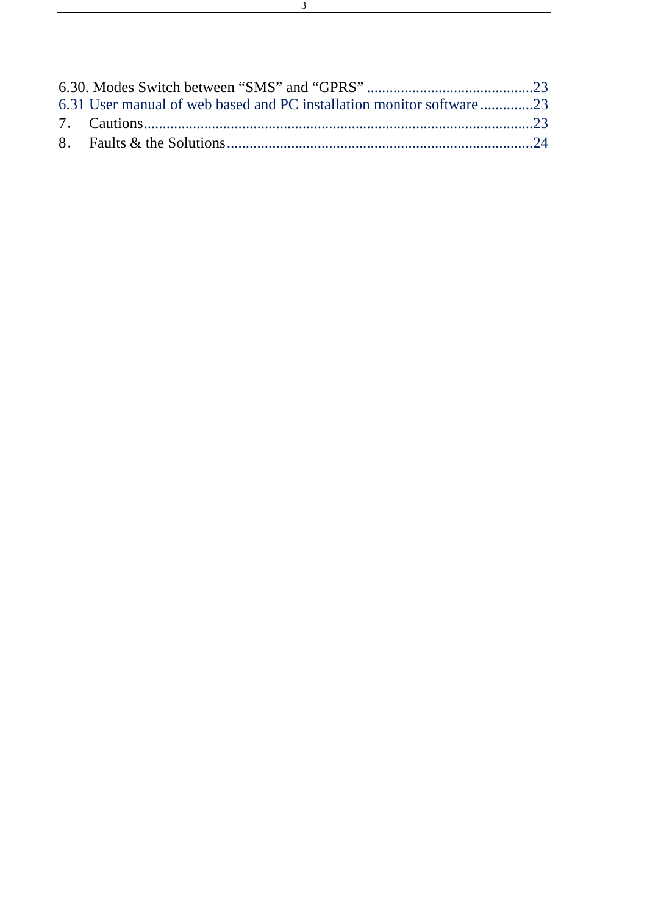6.30. Modes Switch between “SMS” and “GPRS” ............................................23
6.31 User manual of web based and PC installation monitor software .............23
7． Cautions......................................................................................................23
8． Faults & the Solutions................................................................................24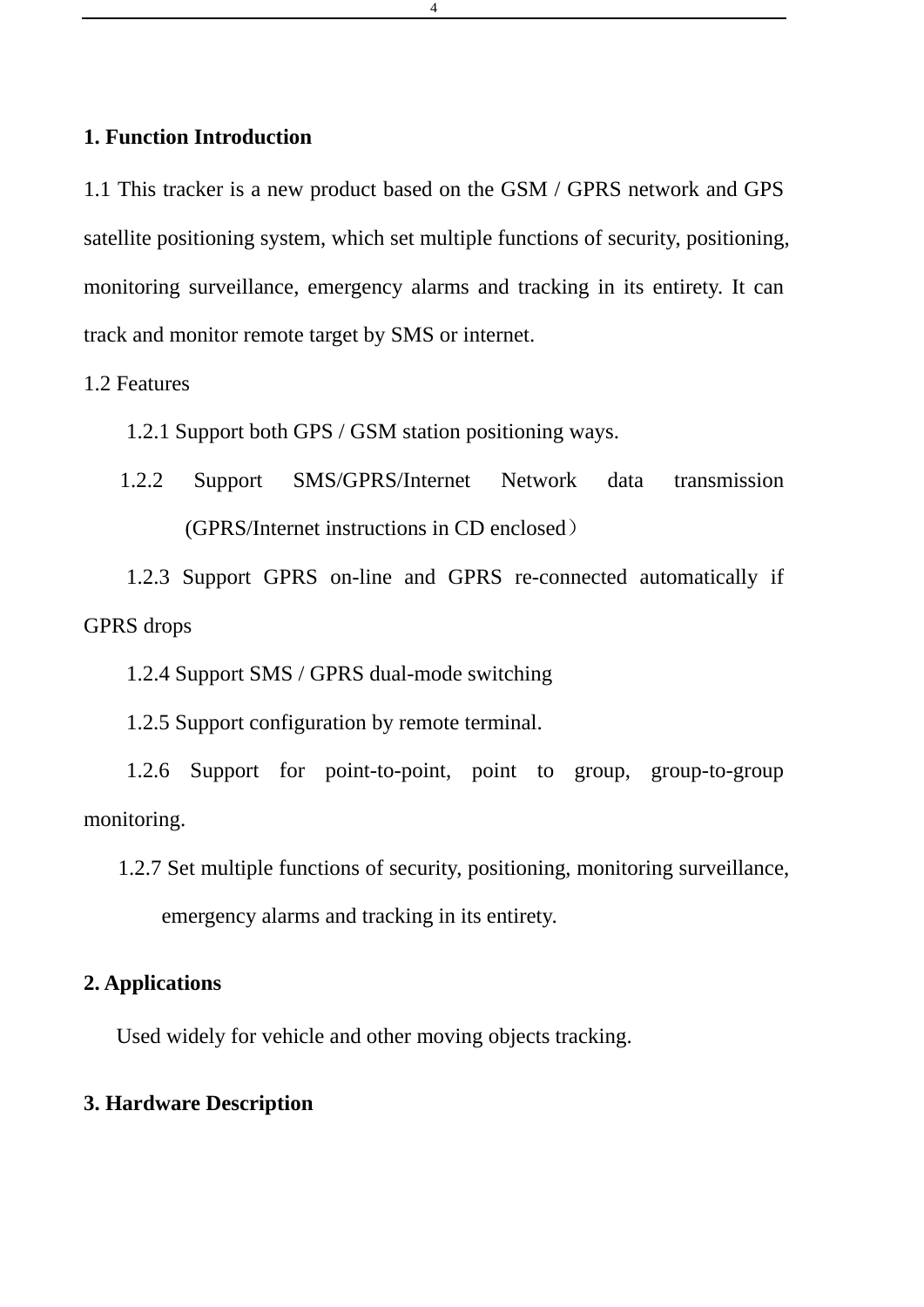## 1. Function Introduction

1.1 This tracker is a new product based on the GSM / GPRS network and GPS satellite positioning system, which set multiple functions of security, positioning, monitoring surveillance, emergency alarms and tracking in its entirety. It can track and monitor remote target by SMS or internet.

1.2 Features

1.2.1 Support both GPS / GSM station positioning ways.

1.2.2 Support SMS/GPRS/Internet Network data transmission (GPRS/Internet instructions in CD enclosed）

1.2.3 Support GPRS on-line and GPRS re-connected automatically if GPRS drops

1.2.4 Support SMS / GPRS dual-mode switching

1.2.5 Support configuration by remote terminal.

1.2.6 Support for point-to-point, point to group, group-to-group monitoring.

1.2.7 Set multiple functions of security, positioning, monitoring surveillance, emergency alarms and tracking in its entirety.

## 2. Applications

Used widely for vehicle and other moving objects tracking.

## 3. Hardware Description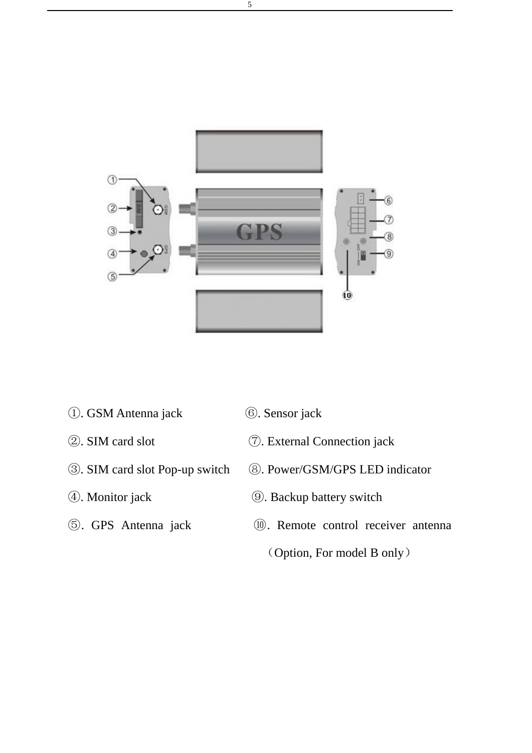①. GSM Antenna jack

②. SIM card slot

③. SIM card slot Pop-up switch

④. Monitor jack

⑤. GPS Antenna jack

⑥. Sensor jack

⑦. External Connection jack

⑧. Power/GSM/GPS LED indicator

⑨. Backup battery switch

⑩. Remote control receiver antenna （Option, For model B only）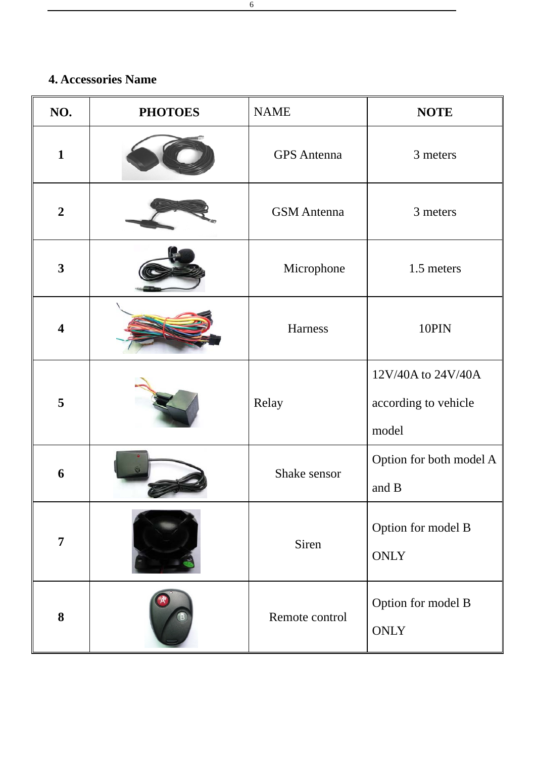## 4. Accessories Name

| NO. | PHOTOES | NAME | NOTE |
|---|---|---|---|
| 1 | | GPS Antenna | 3 meters |
| 2 | | GSM Antenna | 3 meters |
| 3 | | Microphone | 1.5 meters |
| 4 | | Harness | 10PIN |
| 5 | | Relay | 12V/40A to 24V/40A according to vehicle model |
| 6 | | Shake sensor | Option for both model A and B |
| 7 | | Siren | Option for model B ONLY |
| 8 | | Remote control | Option for model B ONLY |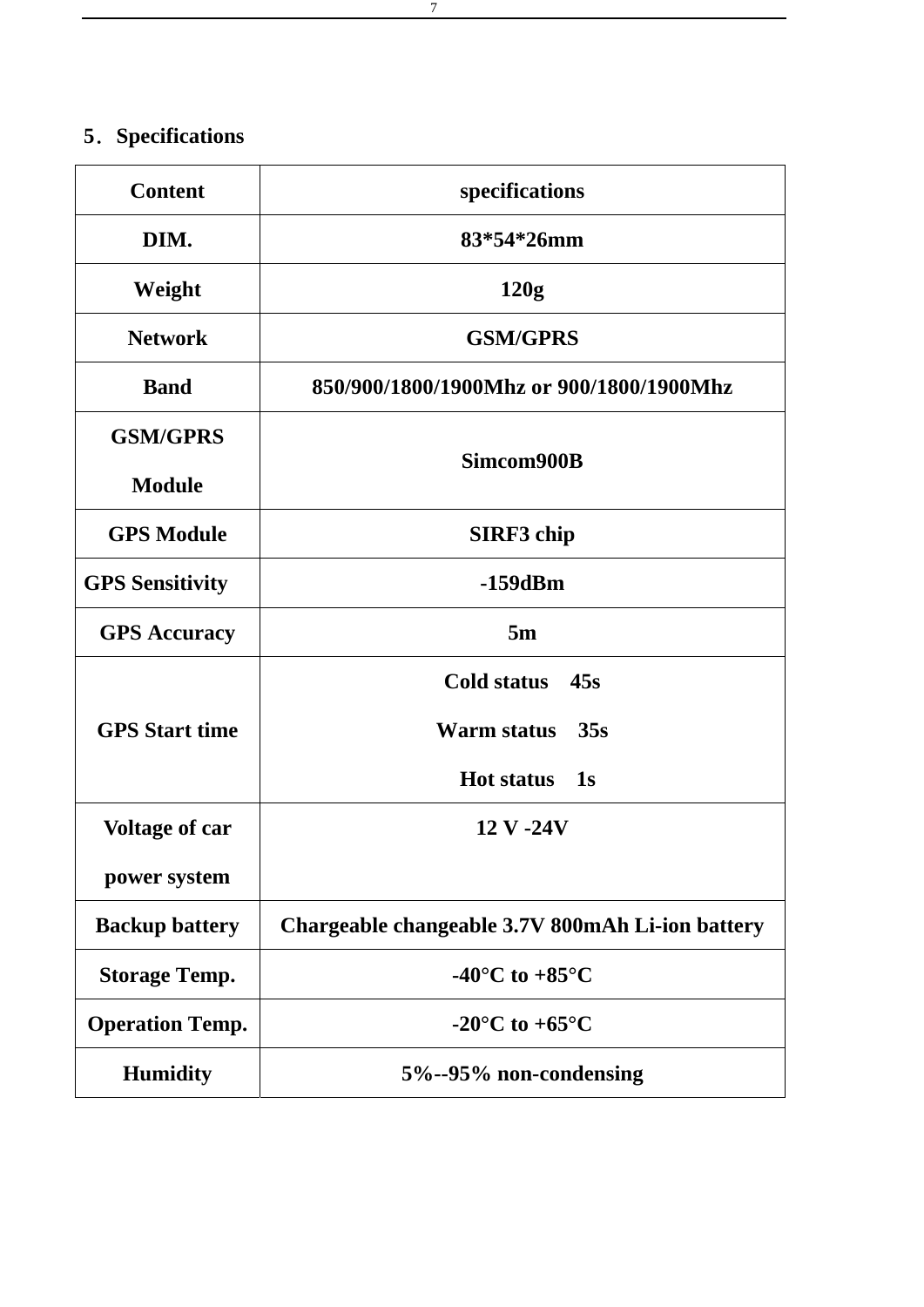## 5. Specifications

| Content | specifications |
|---|---|
| DIM. | 83*54*26mm |
| Weight | 120g |
| Network | GSM/GPRS |
| Band | 850/900/1800/1900Mhz or 900/1800/1900Mhz |
| GSM/GPRS Module | Simcom900B |
| GPS Module | SIRF3 chip |
| GPS Sensitivity | -159dBm |
| GPS Accuracy | 5m |
| GPS Start time | Cold status 45s<br>Warm status 35s<br>Hot status 1s |
| Voltage of car power system | 12 V -24V |
| Backup battery | Chargeable changeable 3.7V 800mAh Li-ion battery |
| Storage Temp. | -40°C to +85°C |
| Operation Temp. | -20°C to +65°C |
| Humidity | 5%--95% non-condensing |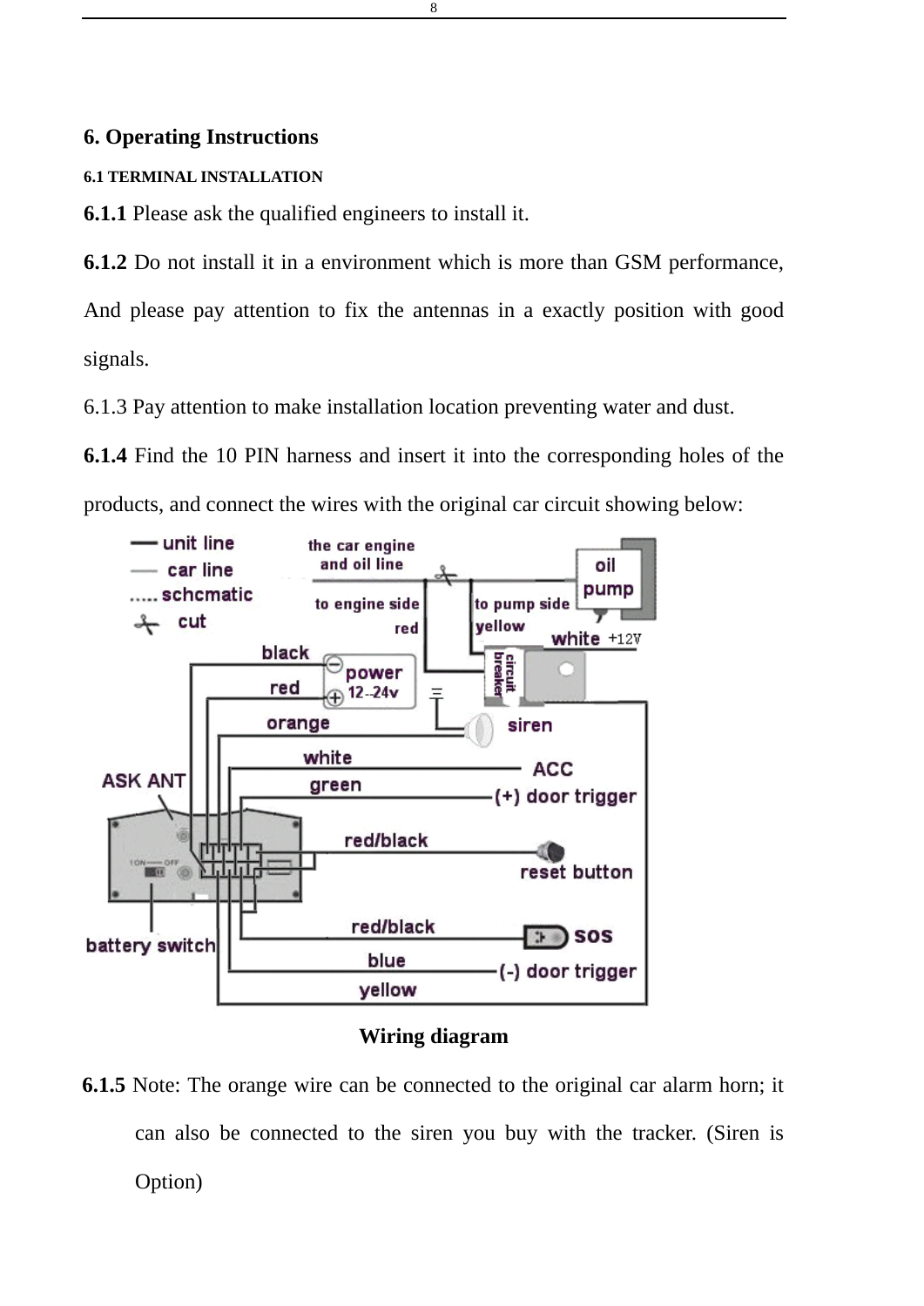# 6. Operating Instructions

## 6.1 TERMINAL INSTALLATION

**6.1.1** Please ask the qualified engineers to install it.

**6.1.2** Do not install it in a environment which is more than GSM performance, And please pay attention to fix the antennas in a exactly position with good signals.

6.1.3 Pay attention to make installation location preventing water and dust.

**6.1.4** Find the 10 PIN harness and insert it into the corresponding holes of the products, and connect the wires with the original car circuit showing below:

**Wiring diagram**

**6.1.5** Note: The orange wire can be connected to the original car alarm horn; it can also be connected to the siren you buy with the tracker. (Siren is Option)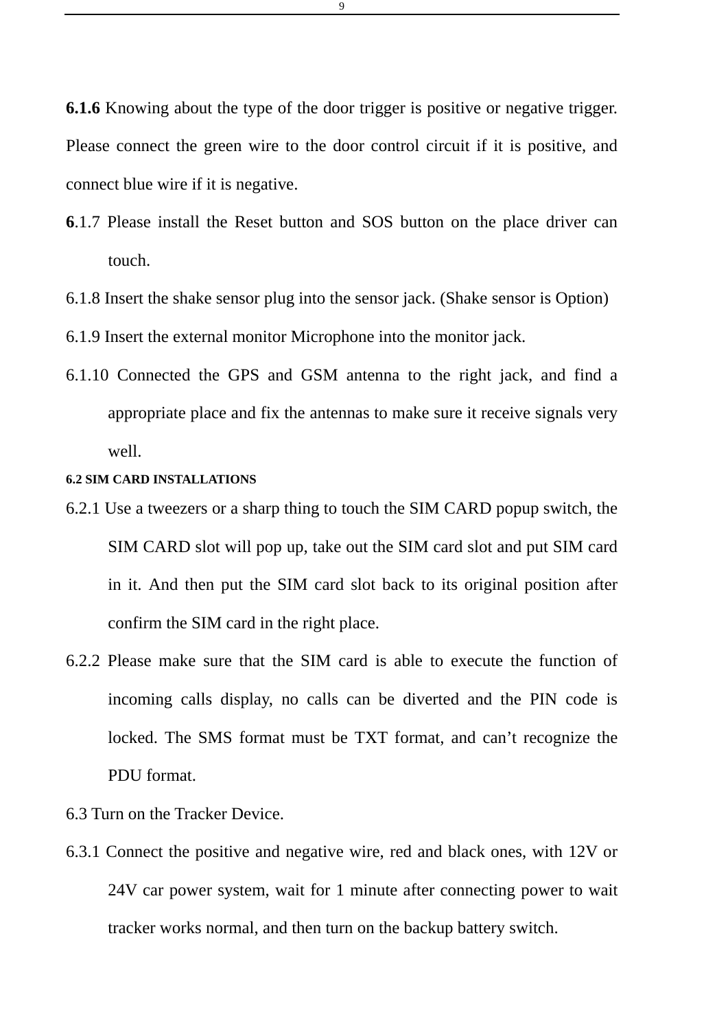**6.1.6** Knowing about the type of the door trigger is positive or negative trigger. Please connect the green wire to the door control circuit if it is positive, and connect blue wire if it is negative.

**6**.1.7 Please install the Reset button and SOS button on the place driver can touch.

6.1.8 Insert the shake sensor plug into the sensor jack. (Shake sensor is Option)

6.1.9 Insert the external monitor Microphone into the monitor jack.

6.1.10 Connected the GPS and GSM antenna to the right jack, and find a appropriate place and fix the antennas to make sure it receive signals very well.

**6.2 SIM CARD INSTALLATIONS**

6.2.1 Use a tweezers or a sharp thing to touch the SIM CARD popup switch, the SIM CARD slot will pop up, take out the SIM card slot and put SIM card in it. And then put the SIM card slot back to its original position after confirm the SIM card in the right place.

6.2.2 Please make sure that the SIM card is able to execute the function of incoming calls display, no calls can be diverted and the PIN code is locked. The SMS format must be TXT format, and can't recognize the PDU format.

6.3 Turn on the Tracker Device.

6.3.1 Connect the positive and negative wire, red and black ones, with 12V or 24V car power system, wait for 1 minute after connecting power to wait tracker works normal, and then turn on the backup battery switch.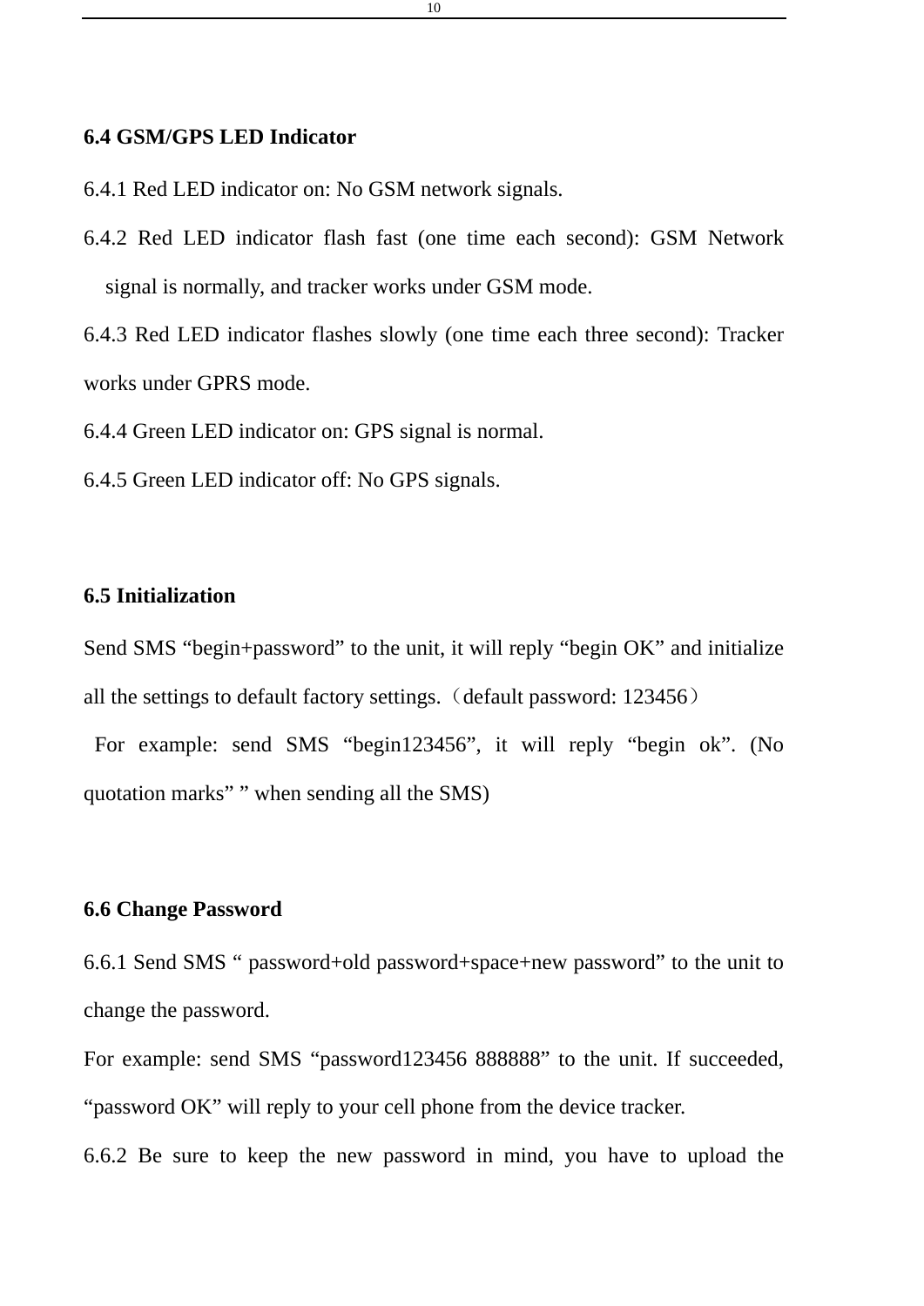## 6.4 GSM/GPS LED Indicator

6.4.1 Red LED indicator on: No GSM network signals.

6.4.2 Red LED indicator flash fast (one time each second): GSM Network signal is normally, and tracker works under GSM mode.

6.4.3 Red LED indicator flashes slowly (one time each three second): Tracker works under GPRS mode.

6.4.4 Green LED indicator on: GPS signal is normal.

6.4.5 Green LED indicator off: No GPS signals.

## 6.5 Initialization

Send SMS “begin+password” to the unit, it will reply “begin OK” and initialize all the settings to default factory settings.（default password: 123456）

For example: send SMS “begin123456”, it will reply “begin ok”. (No quotation marks” ” when sending all the SMS)

## 6.6 Change Password

6.6.1 Send SMS “ password+old password+space+new password” to the unit to change the password.

For example: send SMS “password123456 888888” to the unit. If succeeded, “password OK” will reply to your cell phone from the device tracker.

6.6.2 Be sure to keep the new password in mind, you have to upload the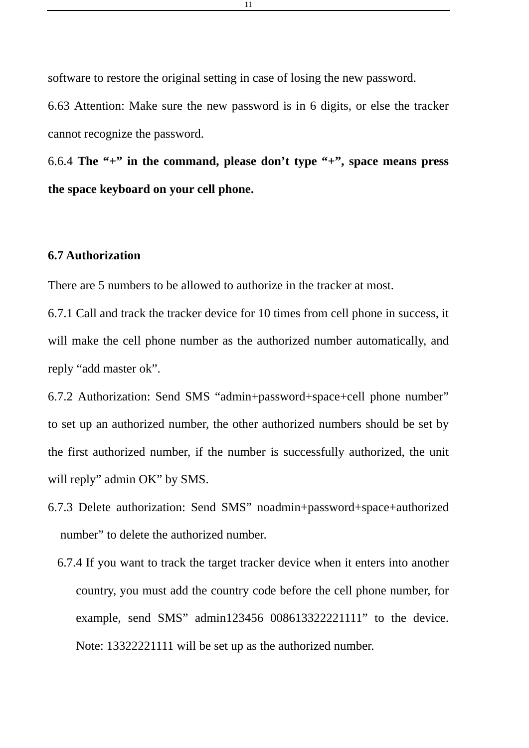software to restore the original setting in case of losing the new password.

6.63 Attention: Make sure the new password is in 6 digits, or else the tracker cannot recognize the password.

6.6.4 **The "+" in the command, please don't type "+", space means press the space keyboard on your cell phone.**

**6.7 Authorization**

There are 5 numbers to be allowed to authorize in the tracker at most.

6.7.1 Call and track the tracker device for 10 times from cell phone in success, it will make the cell phone number as the authorized number automatically, and reply "add master ok".

6.7.2 Authorization: Send SMS "admin+password+space+cell phone number" to set up an authorized number, the other authorized numbers should be set by the first authorized number, if the number is successfully authorized, the unit will reply" admin OK" by SMS.

6.7.3 Delete authorization: Send SMS" noadmin+password+space+authorized number" to delete the authorized number.

6.7.4 If you want to track the target tracker device when it enters into another country, you must add the country code before the cell phone number, for example, send SMS" admin123456 008613322221111" to the device. Note: 13322221111 will be set up as the authorized number.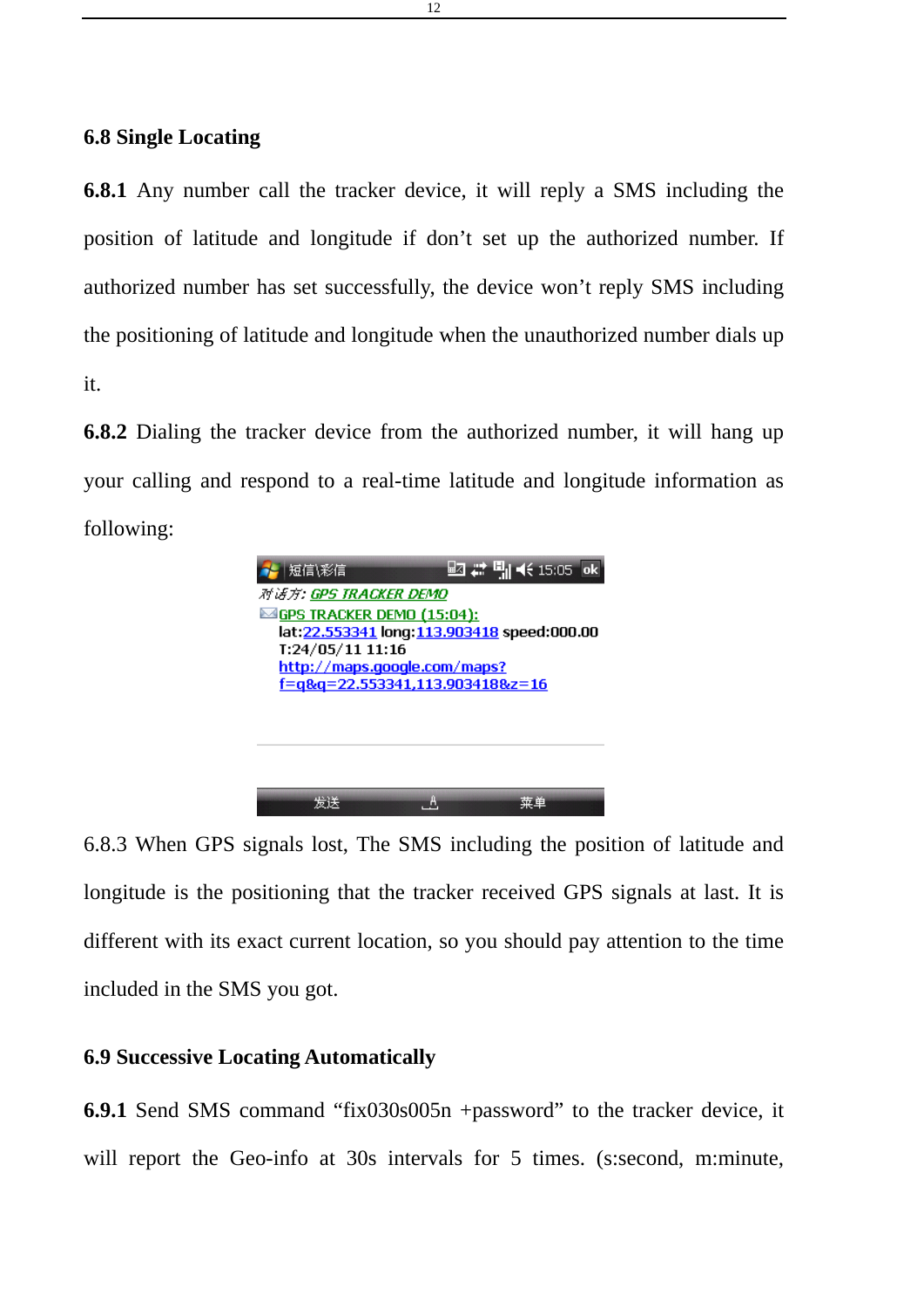## 6.8 Single Locating

**6.8.1** Any number call the tracker device, it will reply a SMS including the position of latitude and longitude if don't set up the authorized number. If authorized number has set successfully, the device won't reply SMS including the positioning of latitude and longitude when the unauthorized number dials up it.

**6.8.2** Dialing the tracker device from the authorized number, it will hang up your calling and respond to a real-time latitude and longitude information as following:

6.8.3 When GPS signals lost, The SMS including the position of latitude and longitude is the positioning that the tracker received GPS signals at last. It is different with its exact current location, so you should pay attention to the time included in the SMS you got.

## 6.9 Successive Locating Automatically

**6.9.1** Send SMS command "fix030s005n +password" to the tracker device, it will report the Geo-info at 30s intervals for 5 times. (s:second, m:minute,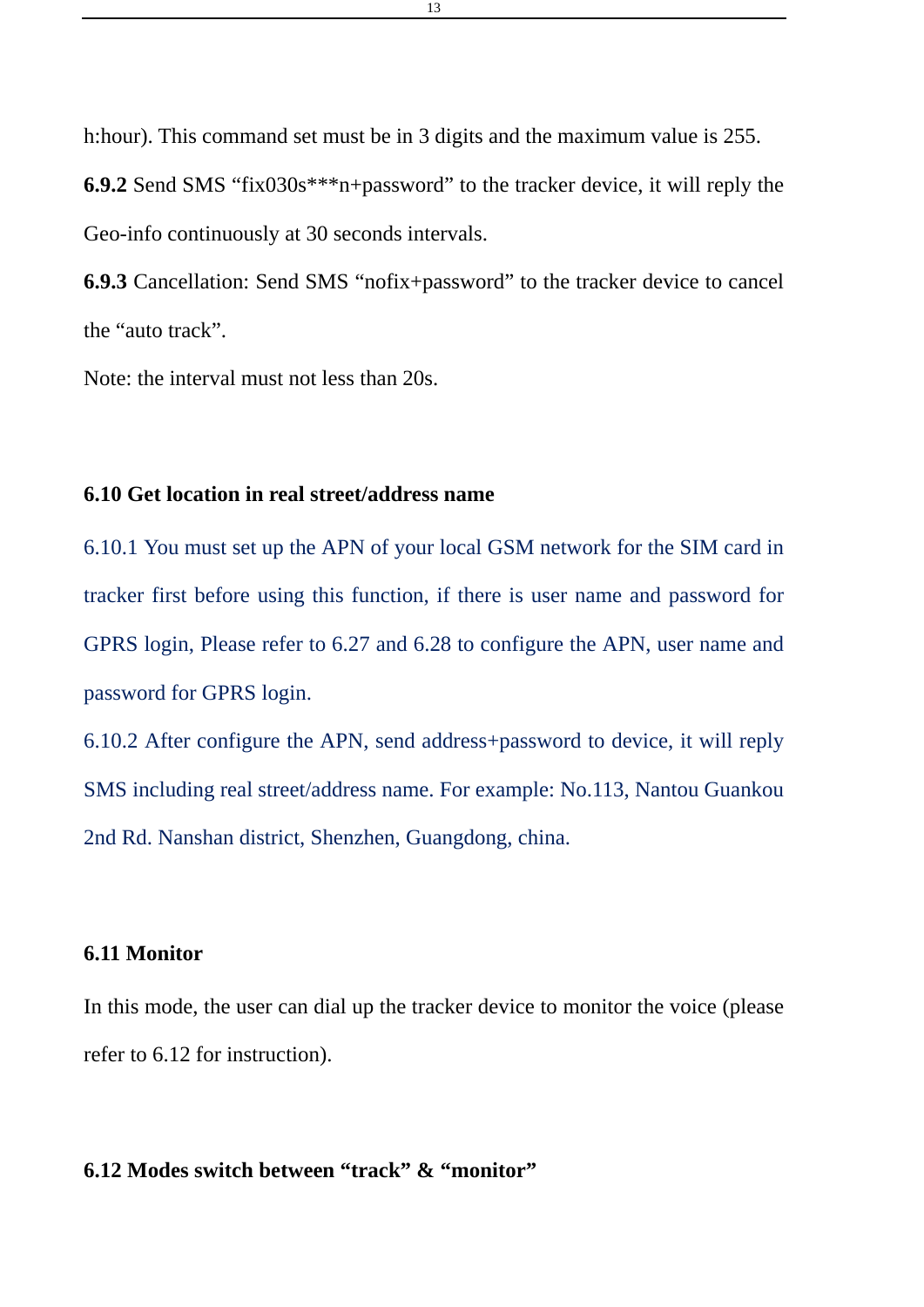h:hour). This command set must be in 3 digits and the maximum value is 255.

**6.9.2** Send SMS "fix030s***n+password" to the tracker device, it will reply the Geo-info continuously at 30 seconds intervals.

**6.9.3** Cancellation: Send SMS "nofix+password" to the tracker device to cancel the "auto track".

Note: the interval must not less than 20s.

### 6.10 Get location in real street/address name

6.10.1 You must set up the APN of your local GSM network for the SIM card in tracker first before using this function, if there is user name and password for GPRS login, Please refer to 6.27 and 6.28 to configure the APN, user name and password for GPRS login.

6.10.2 After configure the APN, send address+password to device, it will reply SMS including real street/address name. For example: No.113, Nantou Guankou 2nd Rd. Nanshan district, Shenzhen, Guangdong, china.

### 6.11 Monitor

In this mode, the user can dial up the tracker device to monitor the voice (please refer to 6.12 for instruction).

### 6.12 Modes switch between "track" & "monitor"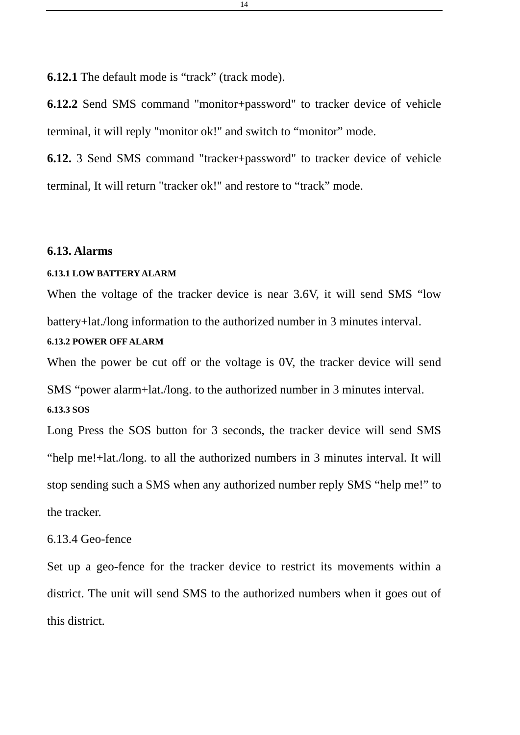**6.12.1** The default mode is “track” (track mode).

**6.12.2** Send SMS command "monitor+password" to tracker device of vehicle terminal, it will reply "monitor ok!" and switch to “monitor” mode.

**6.12.** 3 Send SMS command "tracker+password" to tracker device of vehicle terminal, It will return "tracker ok!" and restore to “track” mode.

## 6.13. Alarms

#### 6.13.1 LOW BATTERY ALARM

When the voltage of the tracker device is near 3.6V, it will send SMS “low battery+lat./long information to the authorized number in 3 minutes interval.

#### 6.13.2 POWER OFF ALARM

When the power be cut off or the voltage is 0V, the tracker device will send SMS “power alarm+lat./long. to the authorized number in 3 minutes interval.

#### 6.13.3 SOS

Long Press the SOS button for 3 seconds, the tracker device will send SMS “help me!+lat./long. to all the authorized numbers in 3 minutes interval. It will stop sending such a SMS when any authorized number reply SMS “help me!” to the tracker.

6.13.4 Geo-fence

Set up a geo-fence for the tracker device to restrict its movements within a district. The unit will send SMS to the authorized numbers when it goes out of this district.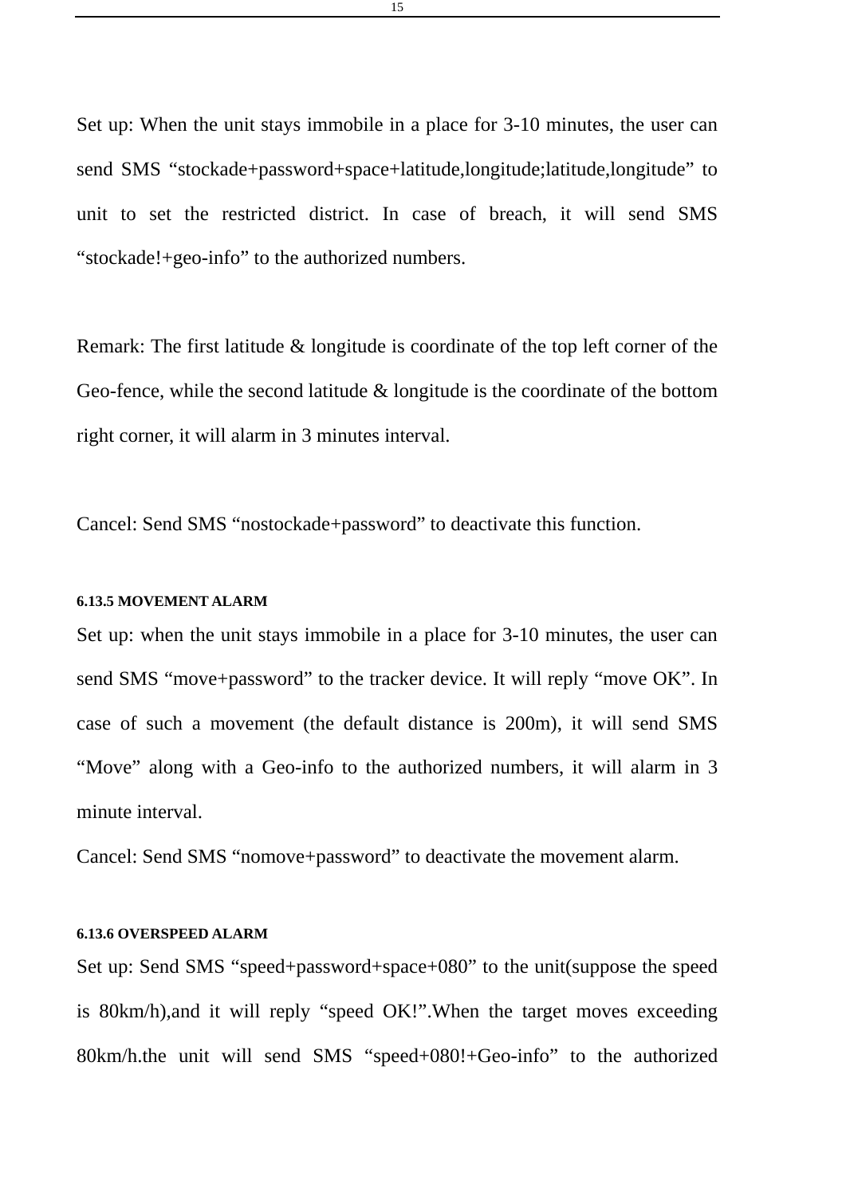Set up: When the unit stays immobile in a place for 3-10 minutes, the user can send SMS "stockade+password+space+latitude,longitude;latitude,longitude" to unit to set the restricted district. In case of breach, it will send SMS "stockade!+geo-info" to the authorized numbers.

Remark: The first latitude & longitude is coordinate of the top left corner of the Geo-fence, while the second latitude & longitude is the coordinate of the bottom right corner, it will alarm in 3 minutes interval.

Cancel: Send SMS "nostockade+password" to deactivate this function.

#### 6.13.5 MOVEMENT ALARM

Set up: when the unit stays immobile in a place for 3-10 minutes, the user can send SMS "move+password" to the tracker device. It will reply "move OK". In case of such a movement (the default distance is 200m), it will send SMS "Move" along with a Geo-info to the authorized numbers, it will alarm in 3 minute interval.

Cancel: Send SMS "nomove+password" to deactivate the movement alarm.

#### 6.13.6 OVERSPEED ALARM

Set up: Send SMS "speed+password+space+080" to the unit(suppose the speed is 80km/h),and it will reply "speed OK!".When the target moves exceeding 80km/h.the unit will send SMS "speed+080!+Geo-info" to the authorized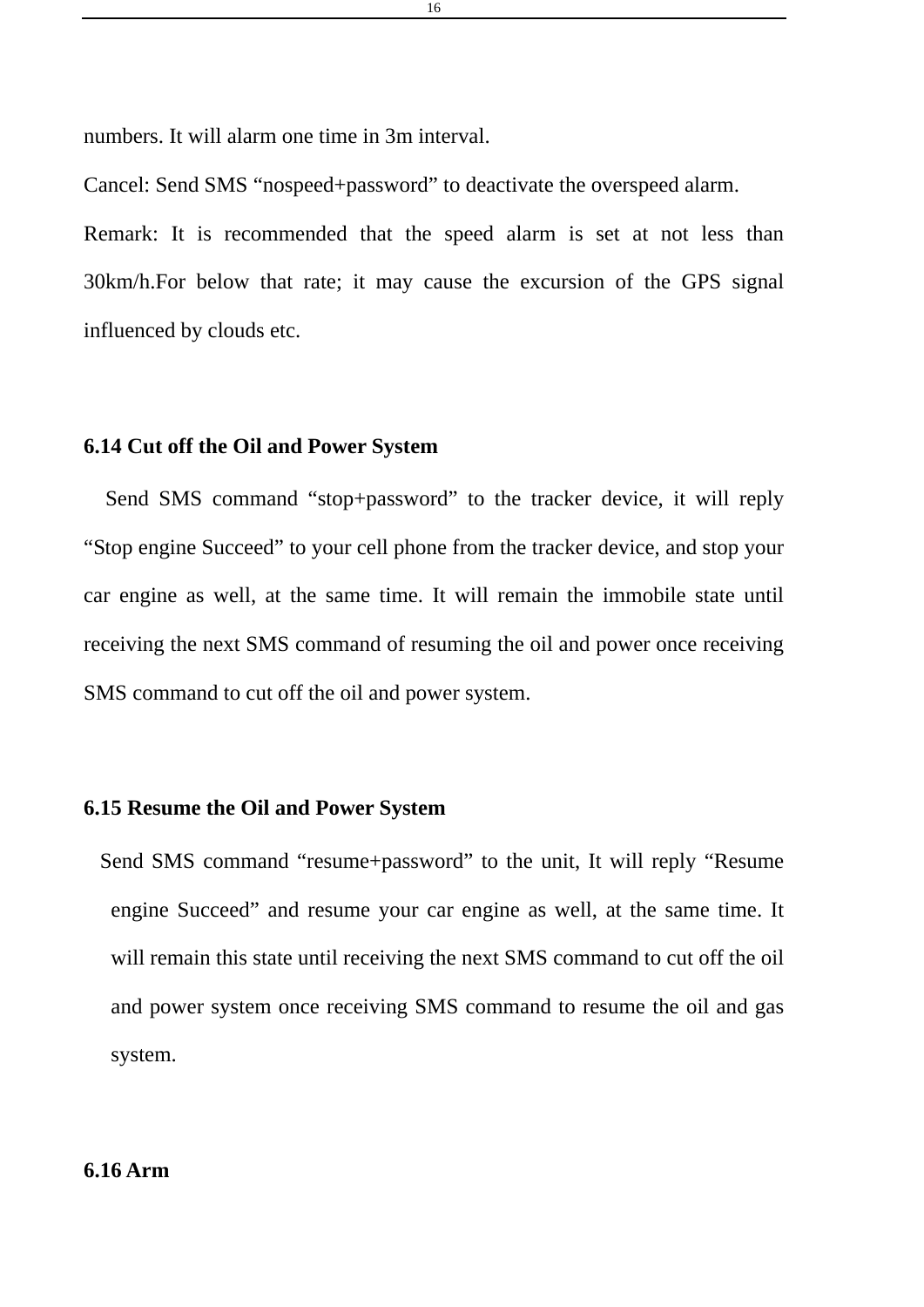numbers. It will alarm one time in 3m interval.

Cancel: Send SMS "nospeed+password" to deactivate the overspeed alarm.

Remark: It is recommended that the speed alarm is set at not less than 30km/h.For below that rate; it may cause the excursion of the GPS signal influenced by clouds etc.

**6.14 Cut off the Oil and Power System**

Send SMS command "stop+password" to the tracker device, it will reply "Stop engine Succeed" to your cell phone from the tracker device, and stop your car engine as well, at the same time. It will remain the immobile state until receiving the next SMS command of resuming the oil and power once receiving SMS command to cut off the oil and power system.

**6.15 Resume the Oil and Power System**

Send SMS command "resume+password" to the unit, It will reply "Resume engine Succeed" and resume your car engine as well, at the same time. It will remain this state until receiving the next SMS command to cut off the oil and power system once receiving SMS command to resume the oil and gas system.

**6.16 Arm**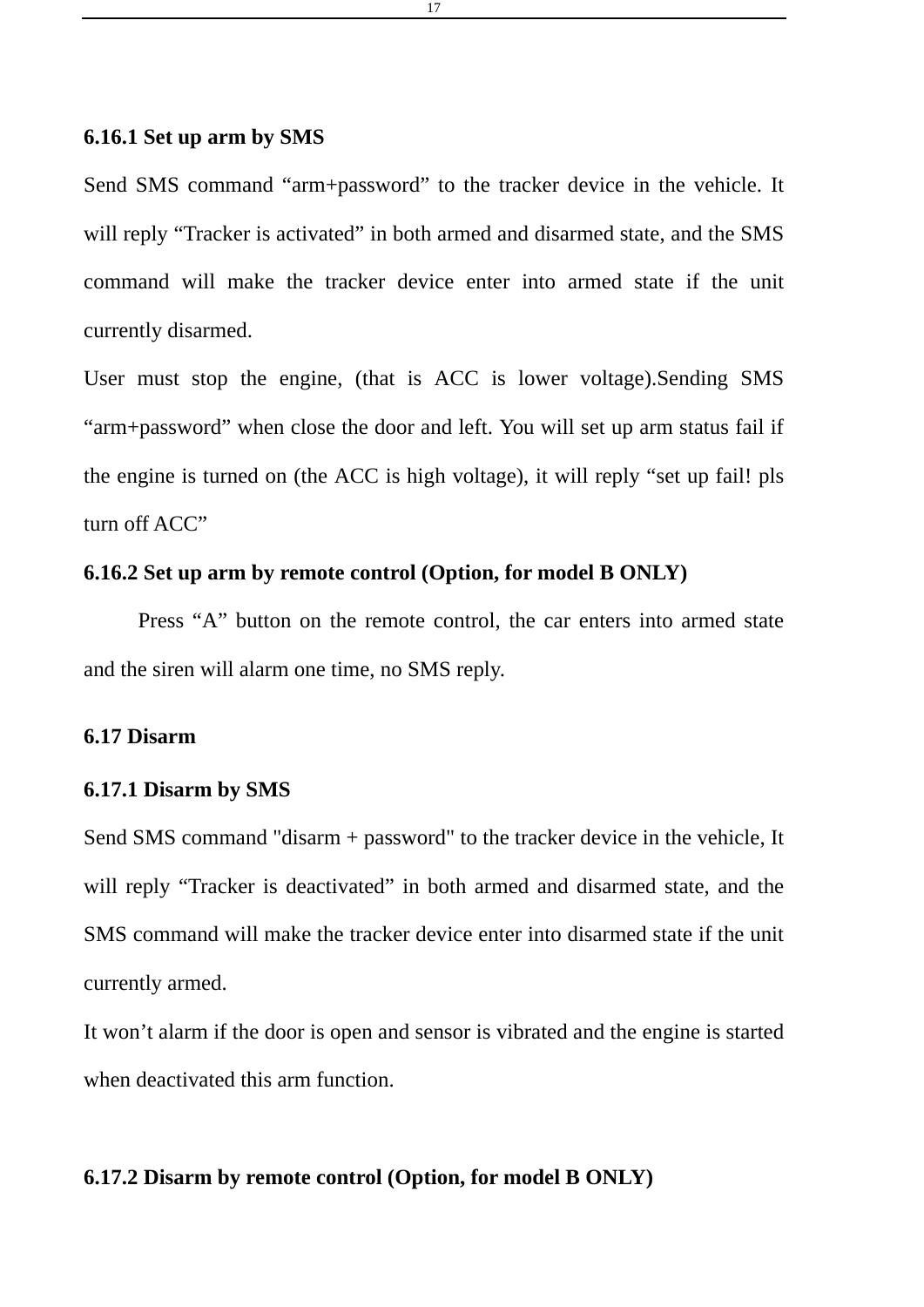### 6.16.1 Set up arm by SMS

Send SMS command “arm+password” to the tracker device in the vehicle. It will reply “Tracker is activated” in both armed and disarmed state, and the SMS command will make the tracker device enter into armed state if the unit currently disarmed.

User must stop the engine, (that is ACC is lower voltage).Sending SMS “arm+password” when close the door and left. You will set up arm status fail if the engine is turned on (the ACC is high voltage), it will reply “set up fail! pls turn off ACC”

### 6.16.2 Set up arm by remote control (Option, for model B ONLY)

Press “A” button on the remote control, the car enters into armed state and the siren will alarm one time, no SMS reply.

## 6.17 Disarm

### 6.17.1 Disarm by SMS

Send SMS command "disarm + password" to the tracker device in the vehicle, It will reply “Tracker is deactivated” in both armed and disarmed state, and the SMS command will make the tracker device enter into disarmed state if the unit currently armed.

It won’t alarm if the door is open and sensor is vibrated and the engine is started when deactivated this arm function.

### 6.17.2 Disarm by remote control (Option, for model B ONLY)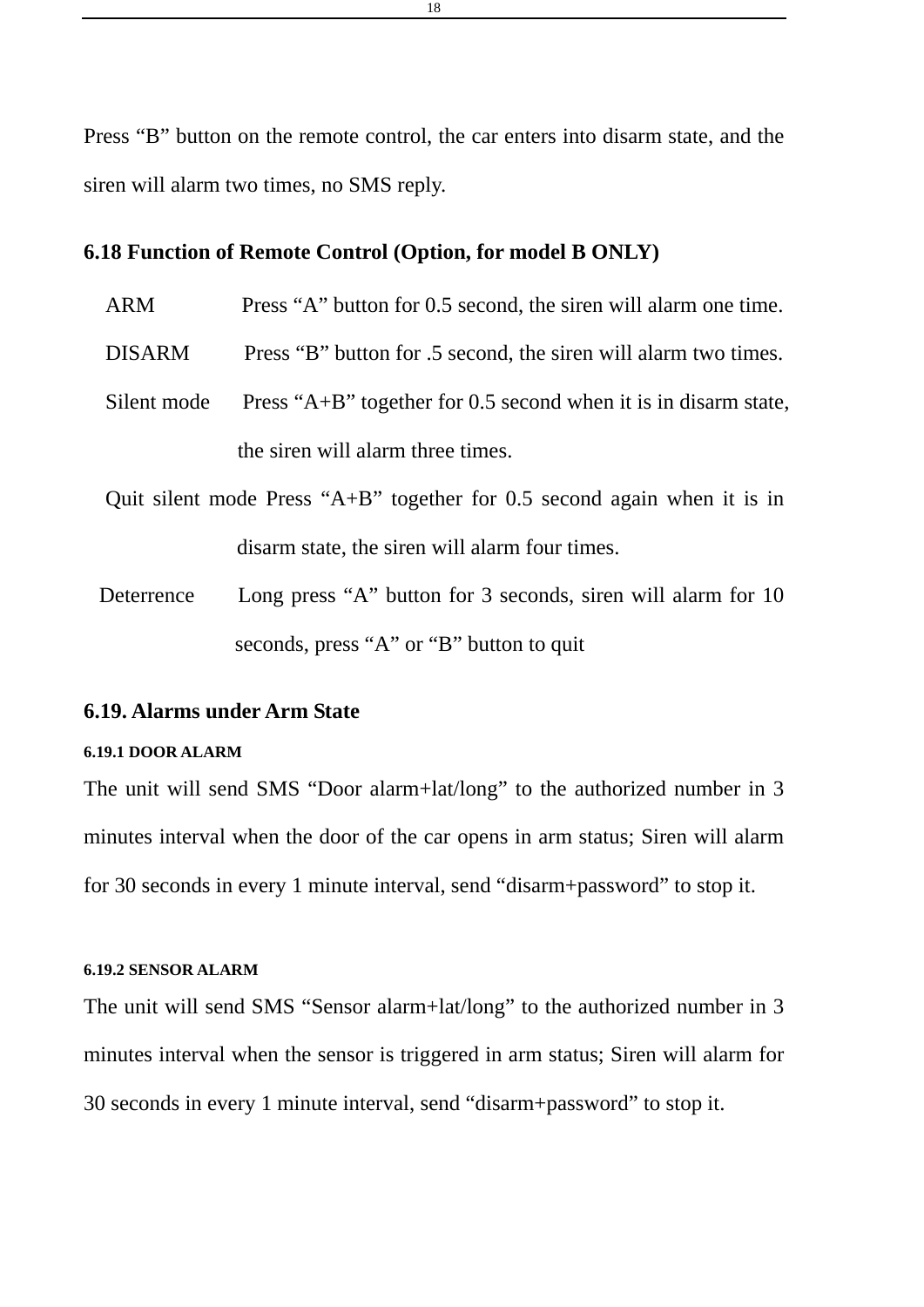Press “B” button on the remote control, the car enters into disarm state, and the siren will alarm two times, no SMS reply.

## 6.18 Function of Remote Control (Option, for model B ONLY)

ARM Press “A” button for 0.5 second, the siren will alarm one time.

DISARM Press “B” button for .5 second, the siren will alarm two times.

Silent mode Press “A+B” together for 0.5 second when it is in disarm state, the siren will alarm three times.

Quit silent mode Press “A+B” together for 0.5 second again when it is in disarm state, the siren will alarm four times.

Deterrence Long press “A” button for 3 seconds, siren will alarm for 10 seconds, press “A” or “B” button to quit

## 6.19. Alarms under Arm State

### 6.19.1 DOOR ALARM

The unit will send SMS “Door alarm+lat/long” to the authorized number in 3 minutes interval when the door of the car opens in arm status; Siren will alarm for 30 seconds in every 1 minute interval, send “disarm+password” to stop it.

### 6.19.2 SENSOR ALARM

The unit will send SMS “Sensor alarm+lat/long” to the authorized number in 3 minutes interval when the sensor is triggered in arm status; Siren will alarm for 30 seconds in every 1 minute interval, send “disarm+password” to stop it.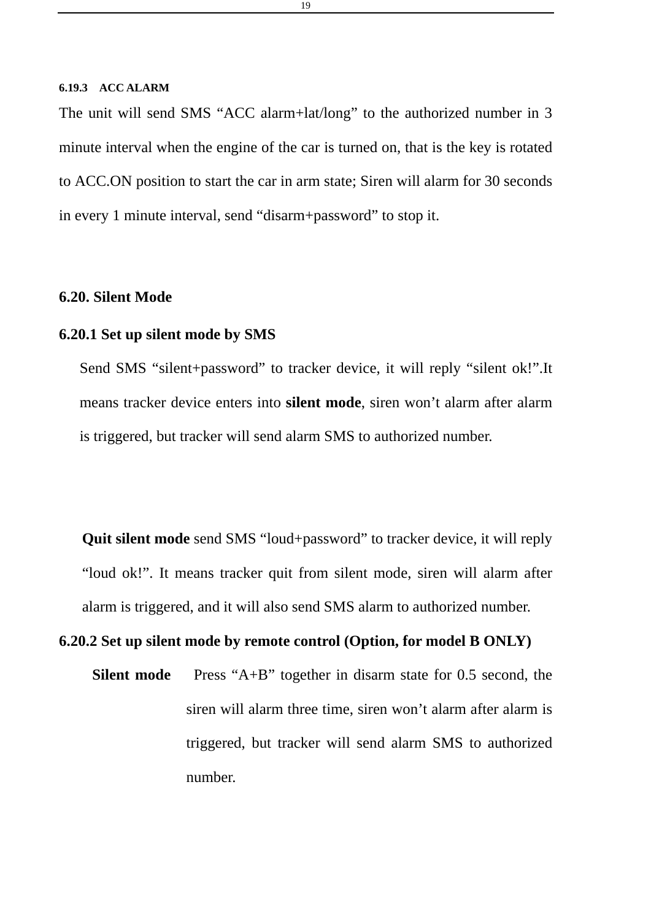#### 6.19.3 ACC ALARM

The unit will send SMS “ACC alarm+lat/long” to the authorized number in 3 minute interval when the engine of the car is turned on, that is the key is rotated to ACC.ON position to start the car in arm state; Siren will alarm for 30 seconds in every 1 minute interval, send “disarm+password” to stop it.

### 6.20. Silent Mode

#### 6.20.1 Set up silent mode by SMS

Send SMS “silent+password” to tracker device, it will reply “silent ok!”.It means tracker device enters into **silent mode**, siren won’t alarm after alarm is triggered, but tracker will send alarm SMS to authorized number.

**Quit silent mode** send SMS “loud+password” to tracker device, it will reply “loud ok!”. It means tracker quit from silent mode, siren will alarm after alarm is triggered, and it will also send SMS alarm to authorized number.

#### 6.20.2 Set up silent mode by remote control (Option, for model B ONLY)

**Silent mode** Press “A+B” together in disarm state for 0.5 second, the siren will alarm three time, siren won’t alarm after alarm is triggered, but tracker will send alarm SMS to authorized number.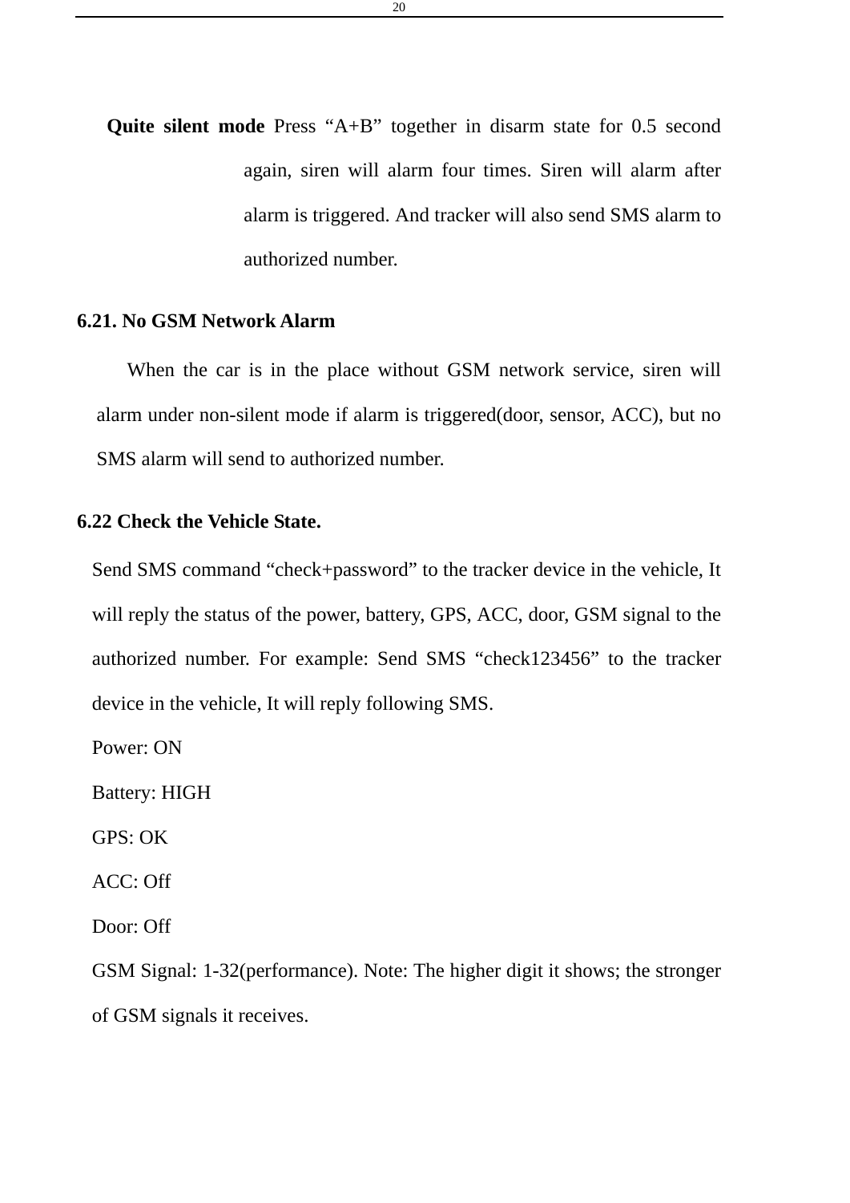**Quite silent mode** Press “A+B” together in disarm state for 0.5 second again, siren will alarm four times. Siren will alarm after alarm is triggered. And tracker will also send SMS alarm to authorized number.

### 6.21. No GSM Network Alarm

When the car is in the place without GSM network service, siren will alarm under non-silent mode if alarm is triggered(door, sensor, ACC), but no SMS alarm will send to authorized number.

### 6.22 Check the Vehicle State.

Send SMS command “check+password” to the tracker device in the vehicle, It will reply the status of the power, battery, GPS, ACC, door, GSM signal to the authorized number. For example: Send SMS “check123456” to the tracker device in the vehicle, It will reply following SMS.

Power: ON

Battery: HIGH

GPS: OK

ACC: Off

Door: Off

GSM Signal: 1-32(performance). Note: The higher digit it shows; the stronger of GSM signals it receives.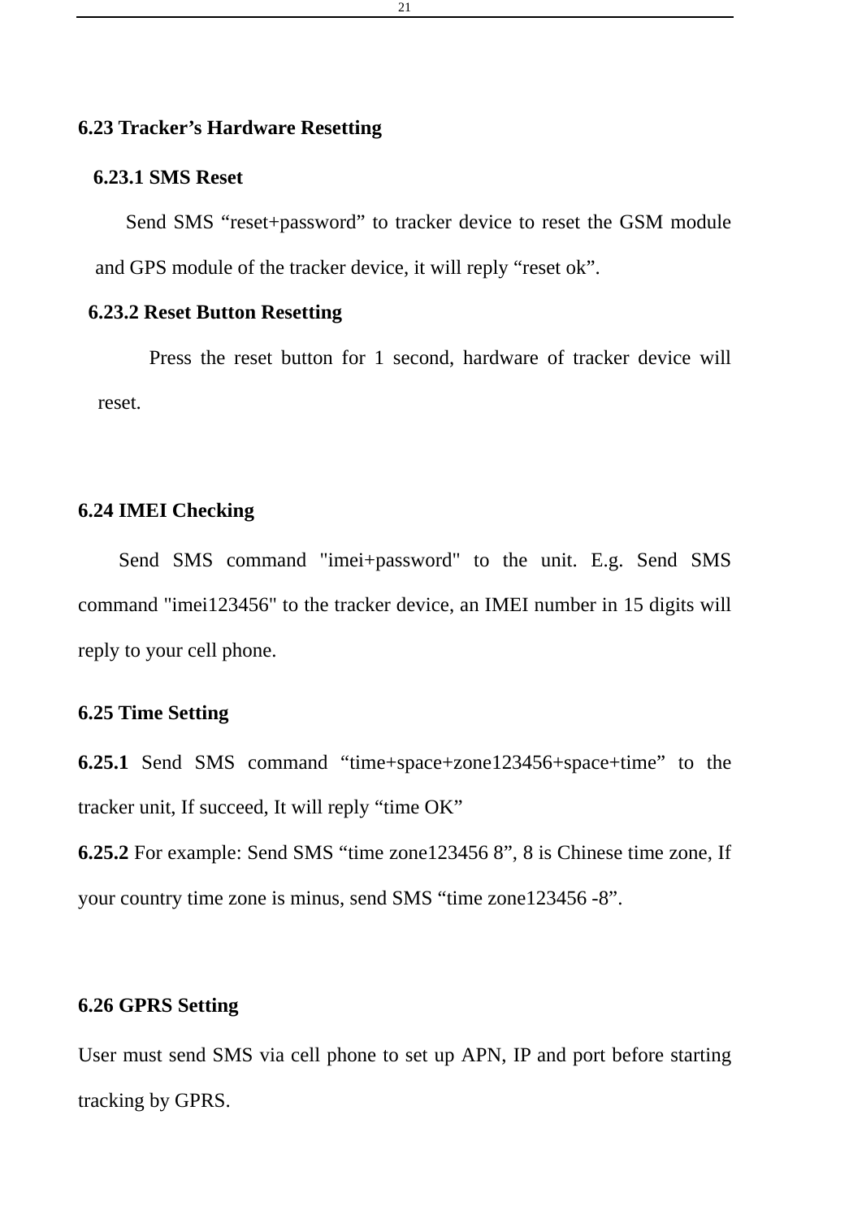## 6.23 Tracker’s Hardware Resetting

### 6.23.1 SMS Reset

Send SMS “reset+password” to tracker device to reset the GSM module and GPS module of the tracker device, it will reply “reset ok”.

### 6.23.2 Reset Button Resetting

Press the reset button for 1 second, hardware of tracker device will reset.

## 6.24 IMEI Checking

Send SMS command "imei+password" to the unit. E.g. Send SMS command "imei123456" to the tracker device, an IMEI number in 15 digits will reply to your cell phone.

## 6.25 Time Setting

**6.25.1** Send SMS command “time+space+zone123456+space+time” to the tracker unit, If succeed, It will reply “time OK”

**6.25.2** For example: Send SMS “time zone123456 8”, 8 is Chinese time zone, If your country time zone is minus, send SMS “time zone123456 -8”.

## 6.26 GPRS Setting

User must send SMS via cell phone to set up APN, IP and port before starting tracking by GPRS.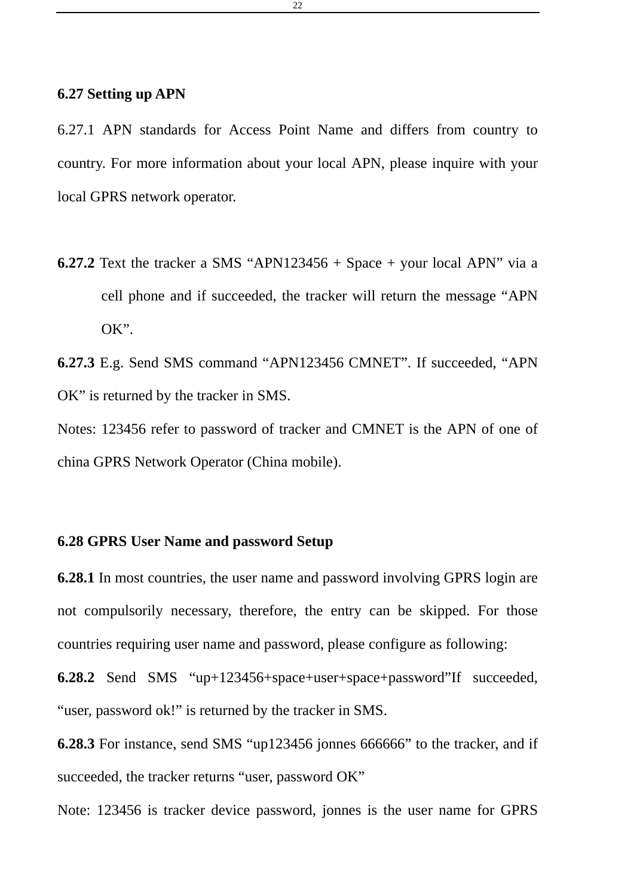### 6.27 Setting up APN

6.27.1 APN standards for Access Point Name and differs from country to country. For more information about your local APN, please inquire with your local GPRS network operator.

**6.27.2** Text the tracker a SMS “APN123456 + Space + your local APN” via a cell phone and if succeeded, the tracker will return the message “APN OK”.

**6.27.3** E.g. Send SMS command “APN123456 CMNET”. If succeeded, “APN OK” is returned by the tracker in SMS.

Notes: 123456 refer to password of tracker and CMNET is the APN of one of china GPRS Network Operator (China mobile).

### 6.28 GPRS User Name and password Setup

**6.28.1** In most countries, the user name and password involving GPRS login are not compulsorily necessary, therefore, the entry can be skipped. For those countries requiring user name and password, please configure as following:

**6.28.2** Send SMS “up+123456+space+user+space+password”If succeeded, “user, password ok!” is returned by the tracker in SMS.

**6.28.3** For instance, send SMS “up123456 jonnes 666666” to the tracker, and if succeeded, the tracker returns “user, password OK”

Note: 123456 is tracker device password, jonnes is the user name for GPRS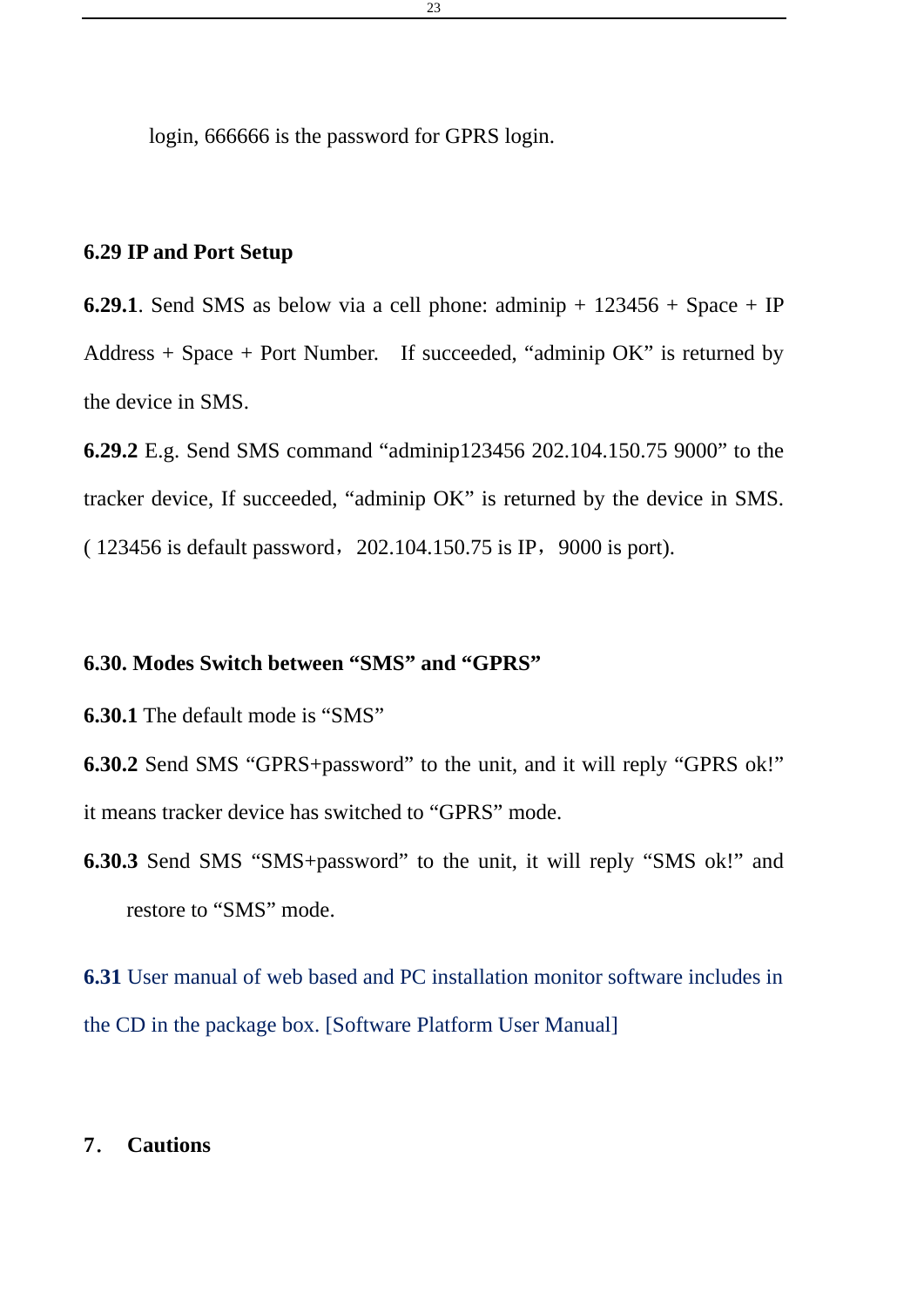login, 666666 is the password for GPRS login.

## 6.29 IP and Port Setup

**6.29.1**. Send SMS as below via a cell phone: adminip + 123456 + Space + IP Address + Space + Port Number.  If succeeded, “adminip OK” is returned by the device in SMS.

**6.29.2** E.g. Send SMS command “adminip123456 202.104.150.75 9000” to the tracker device, If succeeded, “adminip OK” is returned by the device in SMS. ( 123456 is default password，202.104.150.75 is IP，9000 is port).

## 6.30. Modes Switch between “SMS” and “GPRS”

**6.30.1** The default mode is “SMS”

**6.30.2** Send SMS “GPRS+password” to the unit, and it will reply “GPRS ok!” it means tracker device has switched to “GPRS” mode.

**6.30.3** Send SMS “SMS+password” to the unit, it will reply “SMS ok!” and restore to “SMS” mode.

**6.31** User manual of web based and PC installation monitor software includes in the CD in the package box. [Software Platform User Manual]

# 7． Cautions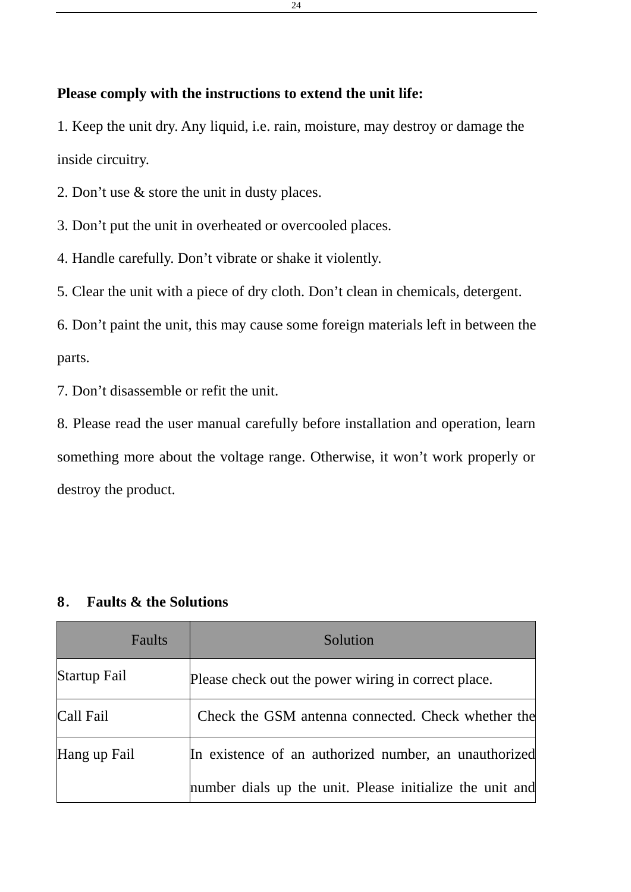**Please comply with the instructions to extend the unit life:**

1. Keep the unit dry. Any liquid, i.e. rain, moisture, may destroy or damage the inside circuitry.
2. Don't use & store the unit in dusty places.
3. Don't put the unit in overheated or overcooled places.
4. Handle carefully. Don't vibrate or shake it violently.
5. Clear the unit with a piece of dry cloth. Don't clean in chemicals, detergent.
6. Don't paint the unit, this may cause some foreign materials left in between the parts.
7. Don't disassemble or refit the unit.
8. Please read the user manual carefully before installation and operation, learn something more about the voltage range. Otherwise, it won't work properly or destroy the product.

## 8. Faults & the Solutions

| Faults | Solution |
|---|---|
| Startup Fail | Please check out the power wiring in correct place. |
| Call Fail | Check the GSM antenna connected. Check whether the |
| Hang up Fail | In existence of an authorized number, an unauthorized number dials up the unit. Please initialize the unit and |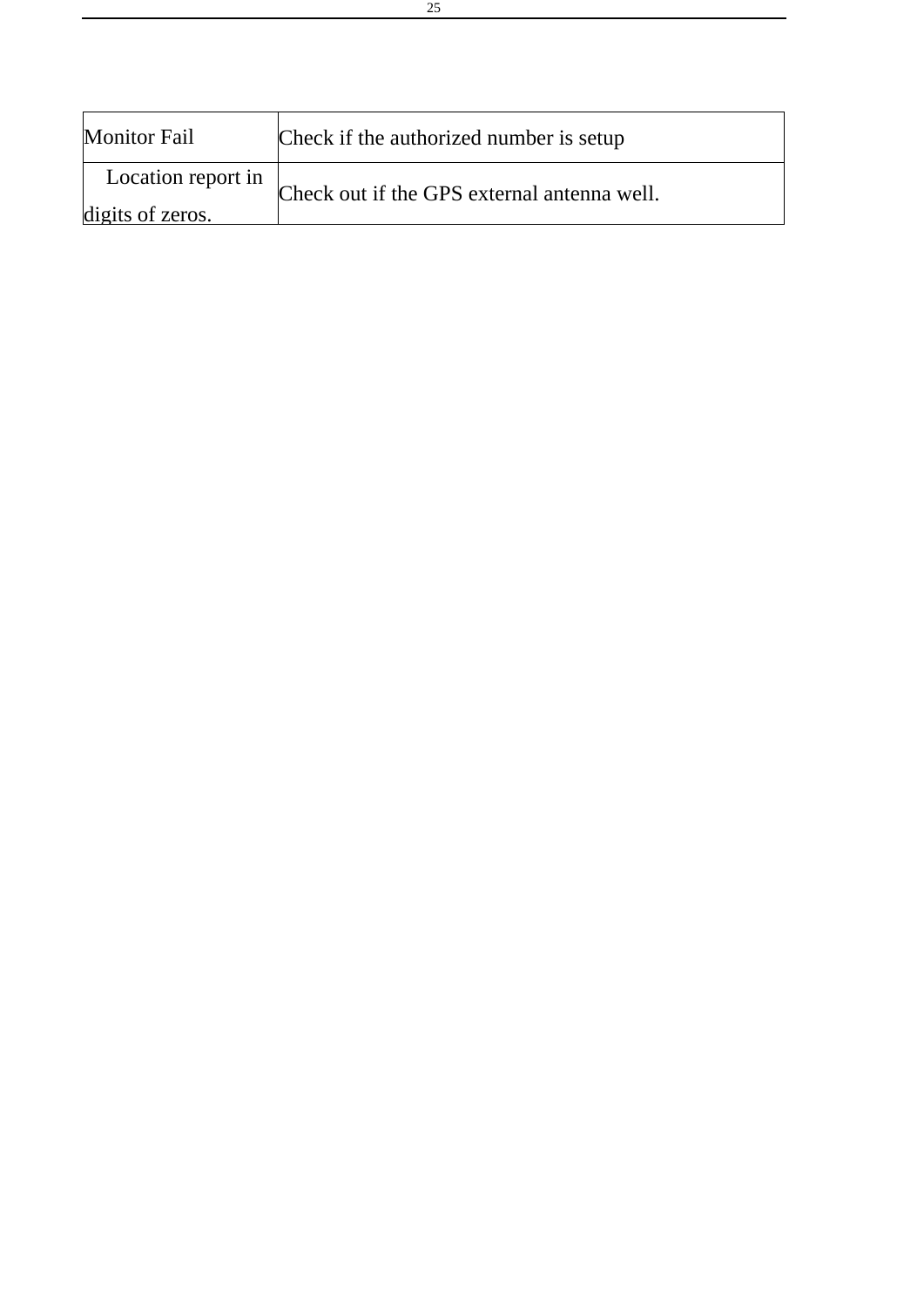| | |
|---|---|
| Monitor Fail | Check if the authorized number is setup |
| Location report in digits of zeros. | Check out if the GPS external antenna well. |